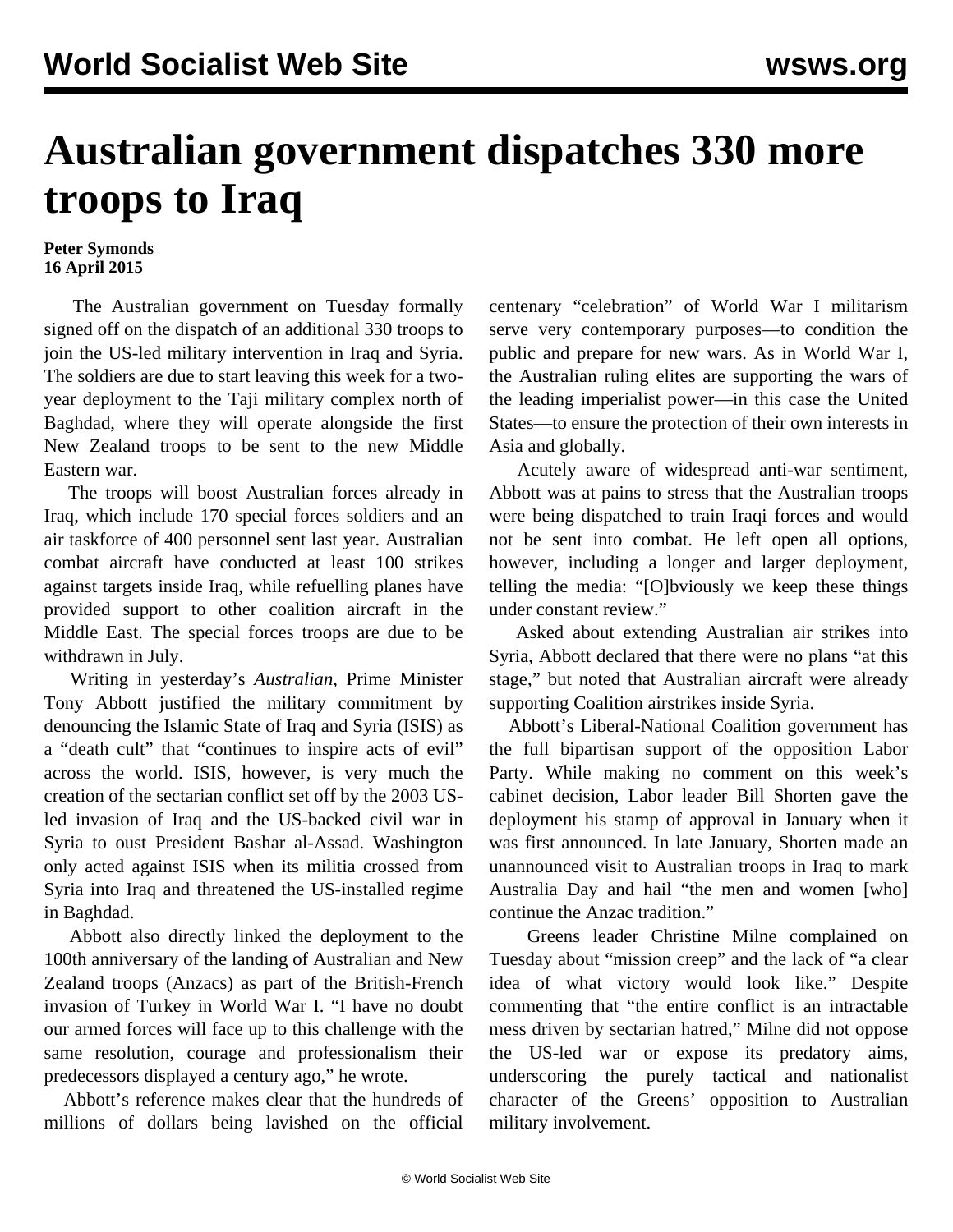# Australian government dispatches 330 more troops to Iraq

**Peter Symonds**
**16 April 2015**

The Australian government on Tuesday formally signed off on the dispatch of an additional 330 troops to join the US-led military intervention in Iraq and Syria. The soldiers are due to start leaving this week for a two-year deployment to the Taji military complex north of Baghdad, where they will operate alongside the first New Zealand troops to be sent to the new Middle Eastern war.

The troops will boost Australian forces already in Iraq, which include 170 special forces soldiers and an air taskforce of 400 personnel sent last year. Australian combat aircraft have conducted at least 100 strikes against targets inside Iraq, while refuelling planes have provided support to other coalition aircraft in the Middle East. The special forces troops are due to be withdrawn in July.

Writing in yesterday's *Australian*, Prime Minister Tony Abbott justified the military commitment by denouncing the Islamic State of Iraq and Syria (ISIS) as a "death cult" that "continues to inspire acts of evil" across the world. ISIS, however, is very much the creation of the sectarian conflict set off by the 2003 US-led invasion of Iraq and the US-backed civil war in Syria to oust President Bashar al-Assad. Washington only acted against ISIS when its militia crossed from Syria into Iraq and threatened the US-installed regime in Baghdad.

Abbott also directly linked the deployment to the 100th anniversary of the landing of Australian and New Zealand troops (Anzacs) as part of the British-French invasion of Turkey in World War I. "I have no doubt our armed forces will face up to this challenge with the same resolution, courage and professionalism their predecessors displayed a century ago," he wrote.

Abbott's reference makes clear that the hundreds of millions of dollars being lavished on the official centenary "celebration" of World War I militarism serve very contemporary purposes—to condition the public and prepare for new wars. As in World War I, the Australian ruling elites are supporting the wars of the leading imperialist power—in this case the United States—to ensure the protection of their own interests in Asia and globally.

Acutely aware of widespread anti-war sentiment, Abbott was at pains to stress that the Australian troops were being dispatched to train Iraqi forces and would not be sent into combat. He left open all options, however, including a longer and larger deployment, telling the media: "[O]bviously we keep these things under constant review."

Asked about extending Australian air strikes into Syria, Abbott declared that there were no plans "at this stage," but noted that Australian aircraft were already supporting Coalition airstrikes inside Syria.

Abbott's Liberal-National Coalition government has the full bipartisan support of the opposition Labor Party. While making no comment on this week's cabinet decision, Labor leader Bill Shorten gave the deployment his stamp of approval in January when it was first announced. In late January, Shorten made an unannounced visit to Australian troops in Iraq to mark Australia Day and hail "the men and women [who] continue the Anzac tradition."

Greens leader Christine Milne complained on Tuesday about "mission creep" and the lack of "a clear idea of what victory would look like." Despite commenting that "the entire conflict is an intractable mess driven by sectarian hatred," Milne did not oppose the US-led war or expose its predatory aims, underscoring the purely tactical and nationalist character of the Greens' opposition to Australian military involvement.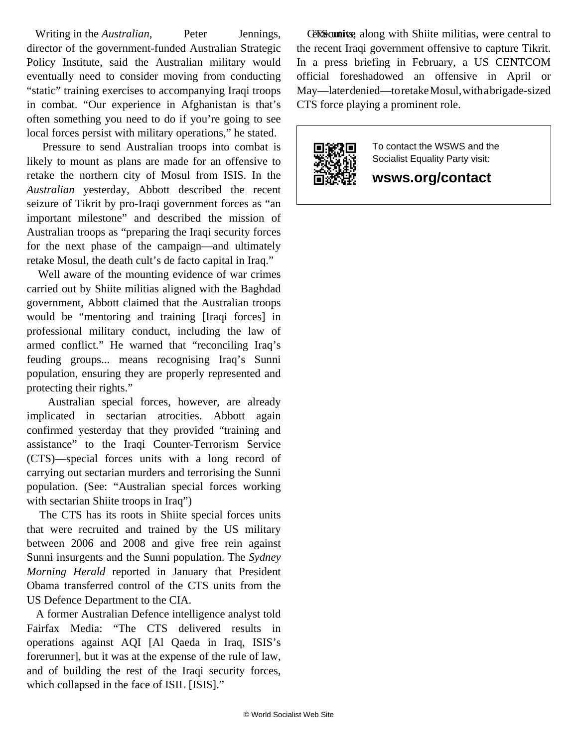Writing in the *Australian*, Peter Jennings, director of the government-funded Australian Strategic Policy Institute, said the Australian military would eventually need to consider moving from conducting "static" training exercises to accompanying Iraqi troops in combat. "Our experience in Afghanistan is that's often something you need to do if you're going to see local forces persist with military operations," he stated.

Pressure to send Australian troops into combat is likely to mount as plans are made for an offensive to retake the northern city of Mosul from ISIS. In the *Australian* yesterday, Abbott described the recent seizure of Tikrit by pro-Iraqi government forces as "an important milestone" and described the mission of Australian troops as "preparing the Iraqi security forces for the next phase of the campaign—and ultimately retake Mosul, the death cult's de facto capital in Iraq."

Well aware of the mounting evidence of war crimes carried out by Shiite militias aligned with the Baghdad government, Abbott claimed that the Australian troops would be "mentoring and training [Iraqi forces] in professional military conduct, including the law of armed conflict." He warned that "reconciling Iraq's feuding groups... means recognising Iraq's Sunni population, ensuring they are properly represented and protecting their rights."

Australian special forces, however, are already implicated in sectarian atrocities. Abbott again confirmed yesterday that they provided "training and assistance" to the Iraqi Counter-Terrorism Service (CTS)—special forces units with a long record of carrying out sectarian murders and terrorising the Sunni population. (See: "Australian special forces working with sectarian Shiite troops in Iraq")

The CTS has its roots in Shiite special forces units that were recruited and trained by the US military between 2006 and 2008 and give free rein against Sunni insurgents and the Sunni population. The *Sydney Morning Herald* reported in January that President Obama transferred control of the CTS units from the US Defence Department to the CIA.

A former Australian Defence intelligence analyst told Fairfax Media: "The CTS delivered results in operations against AQI [Al Qaeda in Iraq, ISIS's forerunner], but it was at the expense of the rule of law, and of building the rest of the Iraqi security forces, which collapsed in the face of ISIL [ISIS]."

CTS units, along with Shiite militias, were central to the recent Iraqi government offensive to capture Tikrit. In a press briefing in February, a US CENTCOM official foreshadowed an offensive in April or May—later denied—to retake Mosul, with a brigade-sized CTS force playing a prominent role.

To contact the WSWS and the Socialist Equality Party visit:

**wsws.org/contact**